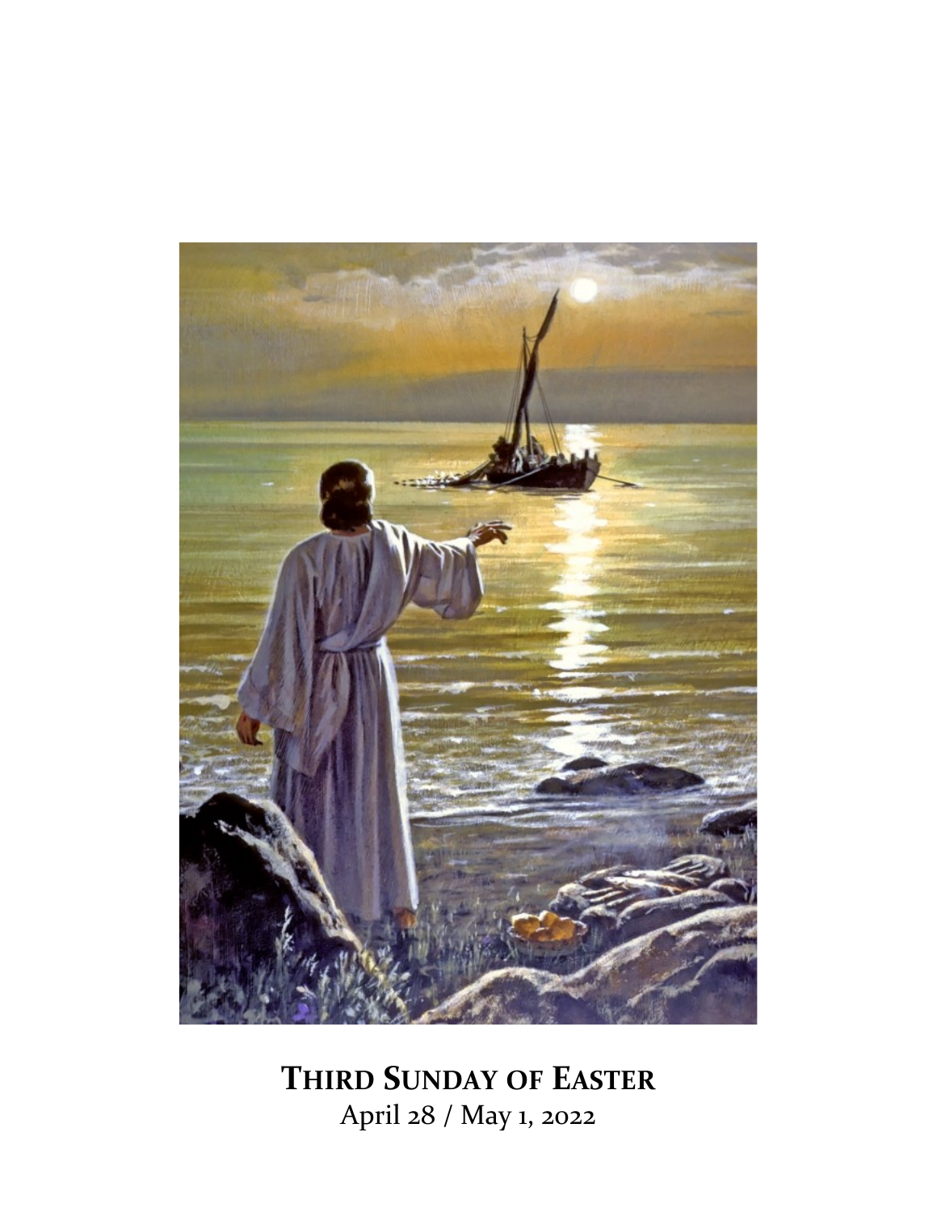# Third Sunday of Easter

April 28 / May 1, 2022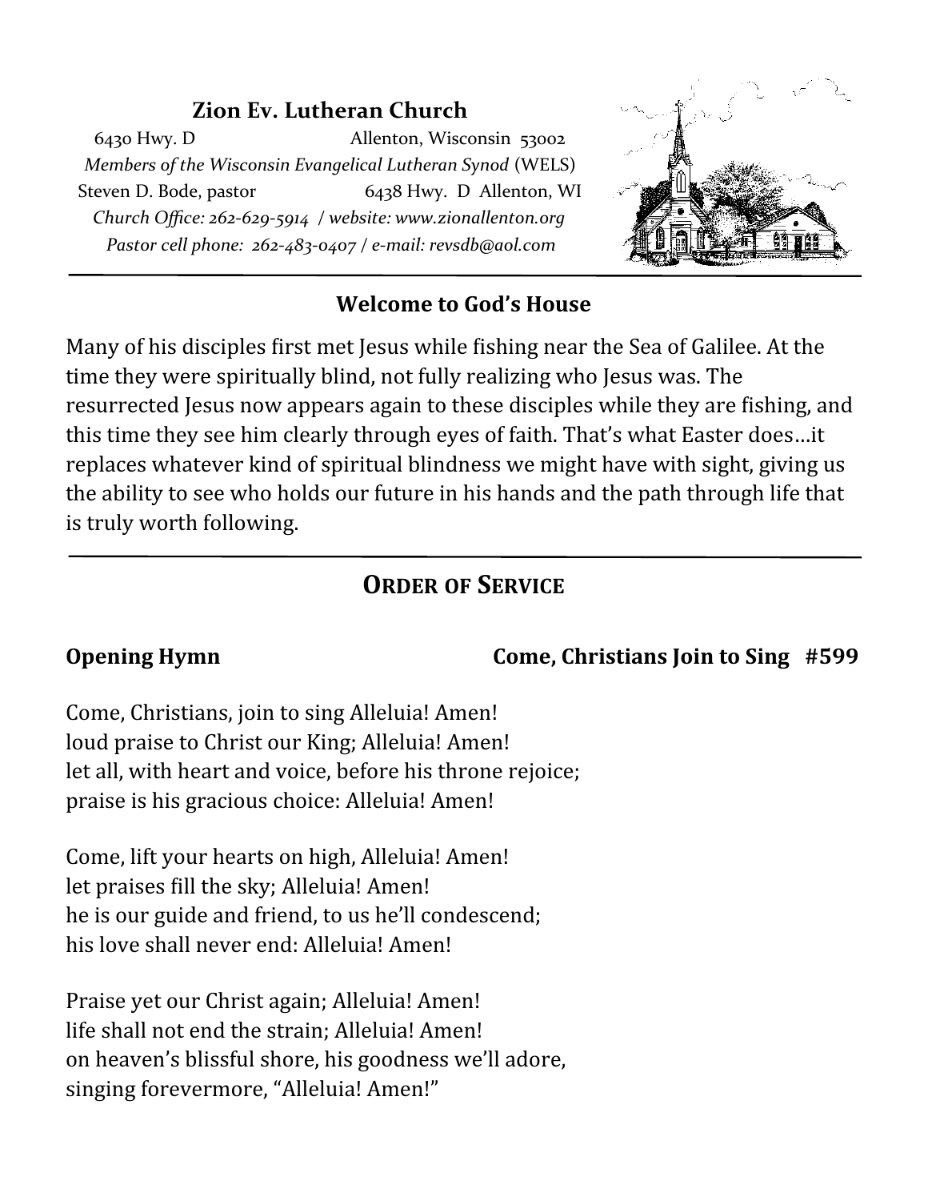## Zion Ev. Lutheran Church

6430 Hwy. D Allenton, Wisconsin 53002

*Members of the Wisconsin Evangelical Lutheran Synod* (WELS)

Steven D. Bode, pastor 6438 Hwy. D Allenton, WI

*Church Office: 262-629-5914 / website: www.zionallenton.org*

*Pastor cell phone: 262-483-0407 / e-mail: revsdb@aol.com*

---

### Welcome to God's House

Many of his disciples first met Jesus while fishing near the Sea of Galilee. At the time they were spiritually blind, not fully realizing who Jesus was. The resurrected Jesus now appears again to these disciples while they are fishing, and this time they see him clearly through eyes of faith. That's what Easter does…it replaces whatever kind of spiritual blindness we might have with sight, giving us the ability to see who holds our future in his hands and the path through life that is truly worth following.

---

## ORDER OF SERVICE

**Opening Hymn** **Come, Christians Join to Sing #599**

Come, Christians, join to sing Alleluia! Amen!
loud praise to Christ our King; Alleluia! Amen!
let all, with heart and voice, before his throne rejoice;
praise is his gracious choice: Alleluia! Amen!

Come, lift your hearts on high, Alleluia! Amen!
let praises fill the sky; Alleluia! Amen!
he is our guide and friend, to us he'll condescend;
his love shall never end: Alleluia! Amen!

Praise yet our Christ again; Alleluia! Amen!
life shall not end the strain; Alleluia! Amen!
on heaven's blissful shore, his goodness we'll adore,
singing forevermore, "Alleluia! Amen!"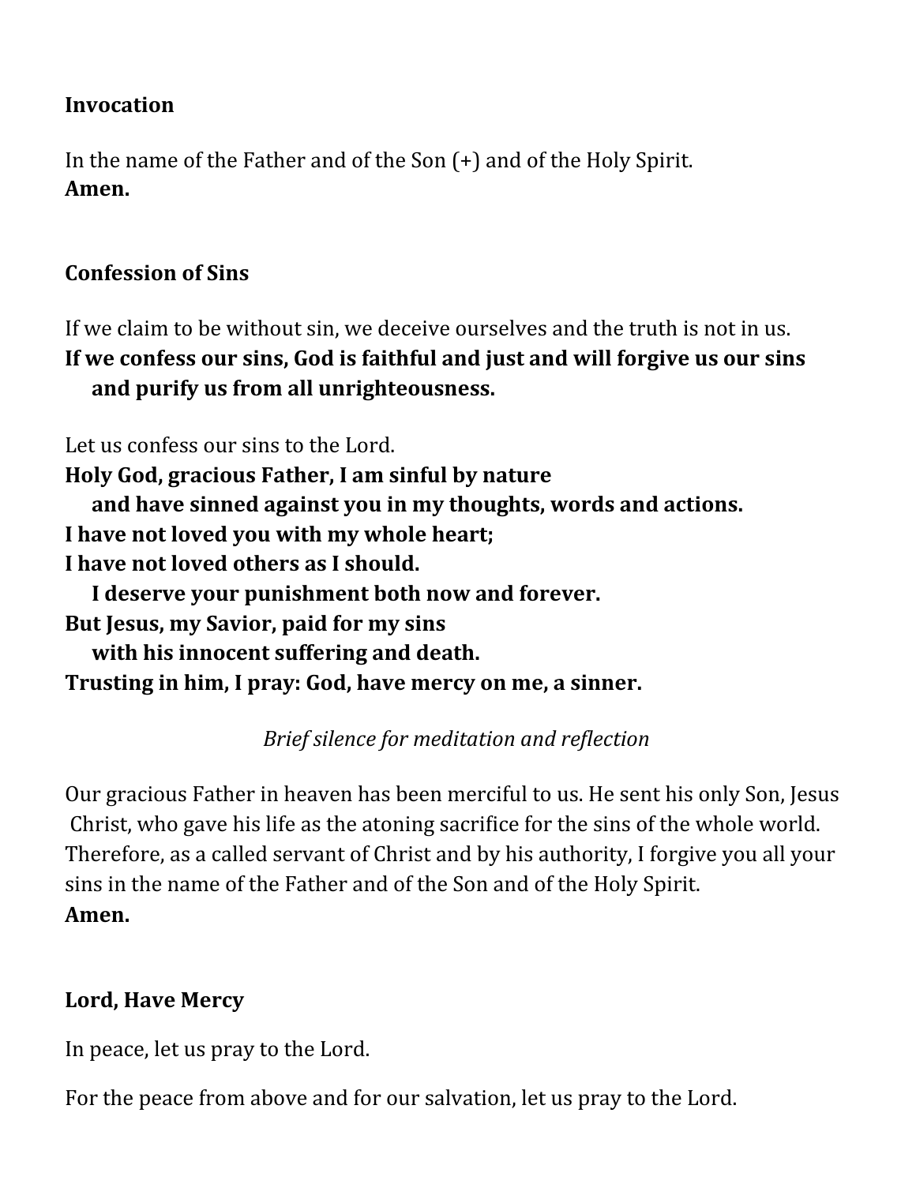**Invocation**

In the name of the Father and of the Son (+) and of the Holy Spirit.
**Amen.**

**Confession of Sins**

If we claim to be without sin, we deceive ourselves and the truth is not in us.
**If we confess our sins, God is faithful and just and will forgive us our sins and purify us from all unrighteousness.**

Let us confess our sins to the Lord.
**Holy God, gracious Father, I am sinful by nature**
**and have sinned against you in my thoughts, words and actions.**
**I have not loved you with my whole heart;**
**I have not loved others as I should.**
**I deserve your punishment both now and forever.**
**But Jesus, my Savior, paid for my sins**
**with his innocent suffering and death.**
**Trusting in him, I pray: God, have mercy on me, a sinner.**

*Brief silence for meditation and reflection*

Our gracious Father in heaven has been merciful to us. He sent his only Son, Jesus Christ, who gave his life as the atoning sacrifice for the sins of the whole world. Therefore, as a called servant of Christ and by his authority, I forgive you all your sins in the name of the Father and of the Son and of the Holy Spirit.
**Amen.**

**Lord, Have Mercy**

In peace, let us pray to the Lord.

For the peace from above and for our salvation, let us pray to the Lord.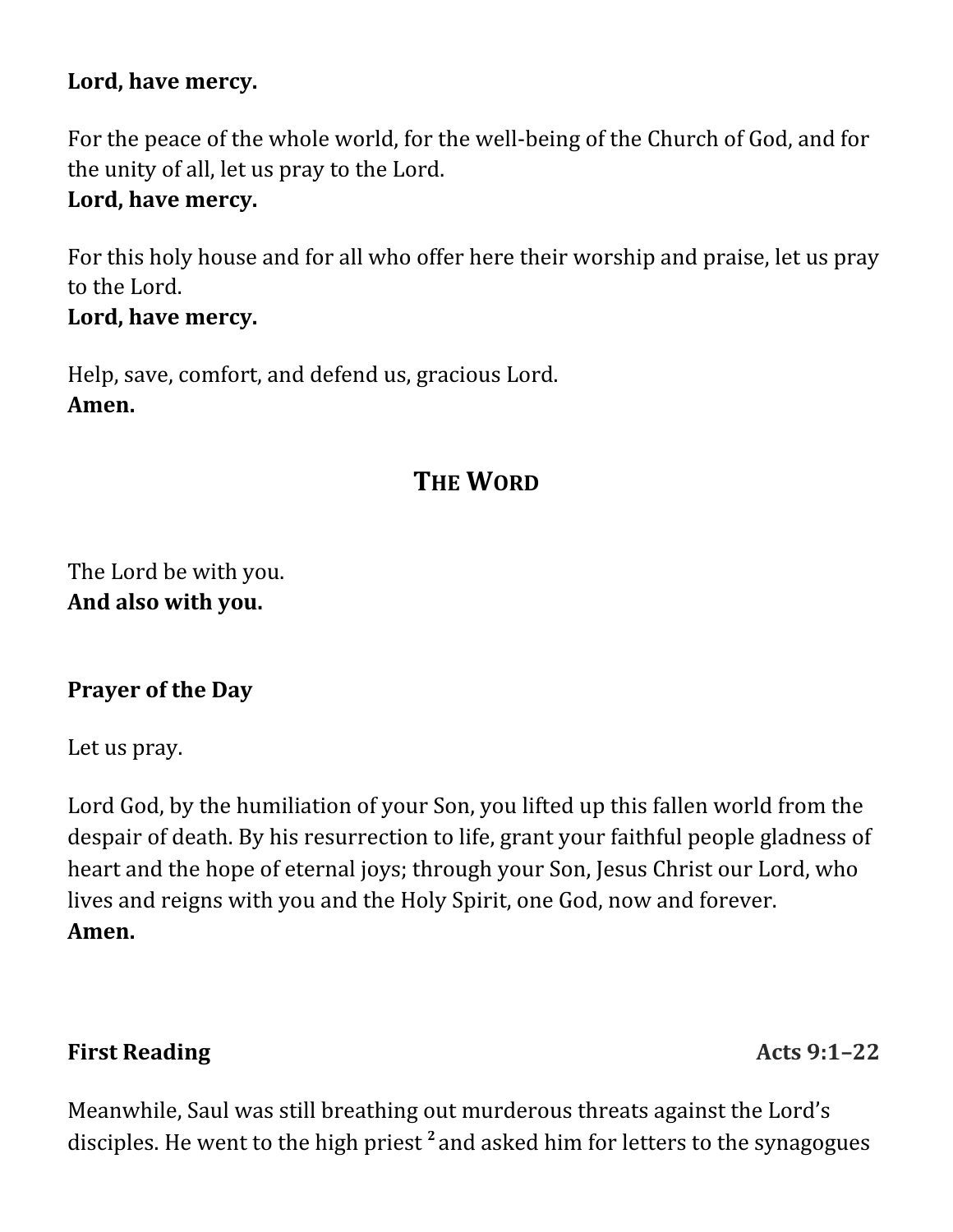**Lord, have mercy.**

For the peace of the whole world, for the well-being of the Church of God, and for the unity of all, let us pray to the Lord.
**Lord, have mercy.**

For this holy house and for all who offer here their worship and praise, let us pray to the Lord.
**Lord, have mercy.**

Help, save, comfort, and defend us, gracious Lord.
**Amen.**

## THE WORD

The Lord be with you.
**And also with you.**

**Prayer of the Day**

Let us pray.

Lord God, by the humiliation of your Son, you lifted up this fallen world from the despair of death. By his resurrection to life, grant your faithful people gladness of heart and the hope of eternal joys; through your Son, Jesus Christ our Lord, who lives and reigns with you and the Holy Spirit, one God, now and forever.
**Amen.**

**First Reading** **Acts 9:1–22**

Meanwhile, Saul was still breathing out murderous threats against the Lord's disciples. He went to the high priest [2] and asked him for letters to the synagogues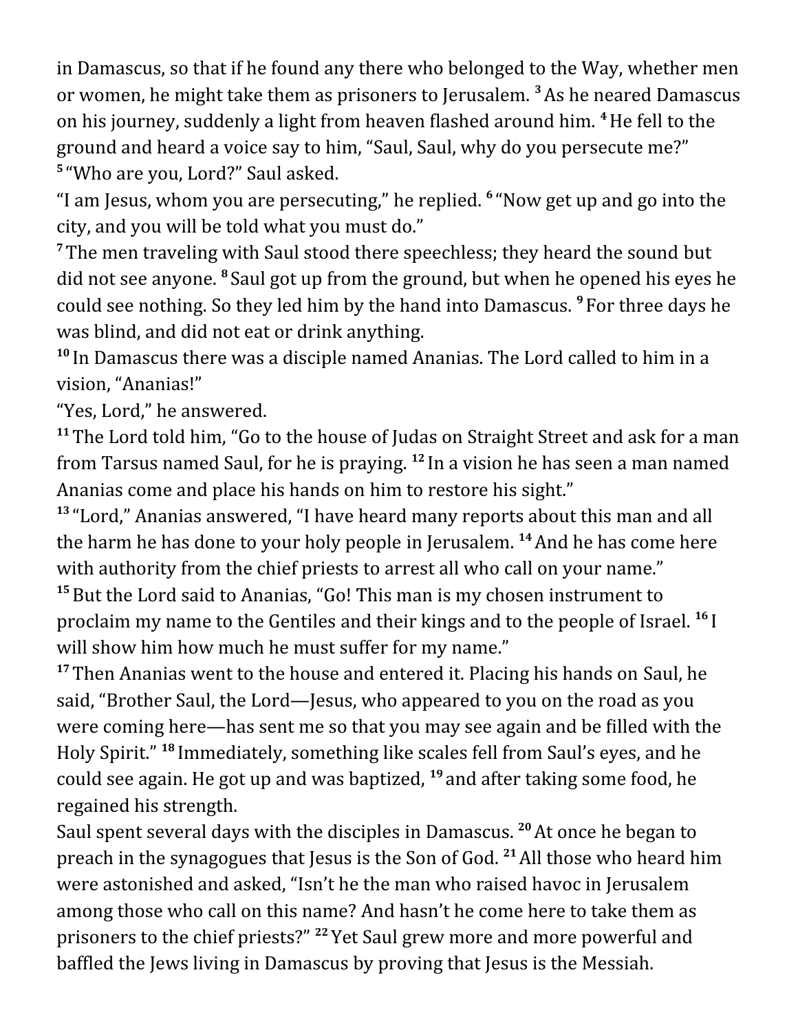in Damascus, so that if he found any there who belonged to the Way, whether men or women, he might take them as prisoners to Jerusalem. [3] As he neared Damascus on his journey, suddenly a light from heaven flashed around him. [4] He fell to the ground and heard a voice say to him, "Saul, Saul, why do you persecute me?"
[5] "Who are you, Lord?" Saul asked.
"I am Jesus, whom you are persecuting," he replied. [6] "Now get up and go into the city, and you will be told what you must do."
[7] The men traveling with Saul stood there speechless; they heard the sound but did not see anyone. [8] Saul got up from the ground, but when he opened his eyes he could see nothing. So they led him by the hand into Damascus. [9] For three days he was blind, and did not eat or drink anything.
[10] In Damascus there was a disciple named Ananias. The Lord called to him in a vision, "Ananias!"
"Yes, Lord," he answered.
[11] The Lord told him, "Go to the house of Judas on Straight Street and ask for a man from Tarsus named Saul, for he is praying. [12] In a vision he has seen a man named Ananias come and place his hands on him to restore his sight."
[13] "Lord," Ananias answered, "I have heard many reports about this man and all the harm he has done to your holy people in Jerusalem. [14] And he has come here with authority from the chief priests to arrest all who call on your name."
[15] But the Lord said to Ananias, "Go! This man is my chosen instrument to proclaim my name to the Gentiles and their kings and to the people of Israel. [16] I will show him how much he must suffer for my name."
[17] Then Ananias went to the house and entered it. Placing his hands on Saul, he said, "Brother Saul, the Lord—Jesus, who appeared to you on the road as you were coming here—has sent me so that you may see again and be filled with the Holy Spirit." [18] Immediately, something like scales fell from Saul's eyes, and he could see again. He got up and was baptized, [19] and after taking some food, he regained his strength.
Saul spent several days with the disciples in Damascus. [20] At once he began to preach in the synagogues that Jesus is the Son of God. [21] All those who heard him were astonished and asked, "Isn't he the man who raised havoc in Jerusalem among those who call on this name? And hasn't he come here to take them as prisoners to the chief priests?" [22] Yet Saul grew more and more powerful and baffled the Jews living in Damascus by proving that Jesus is the Messiah.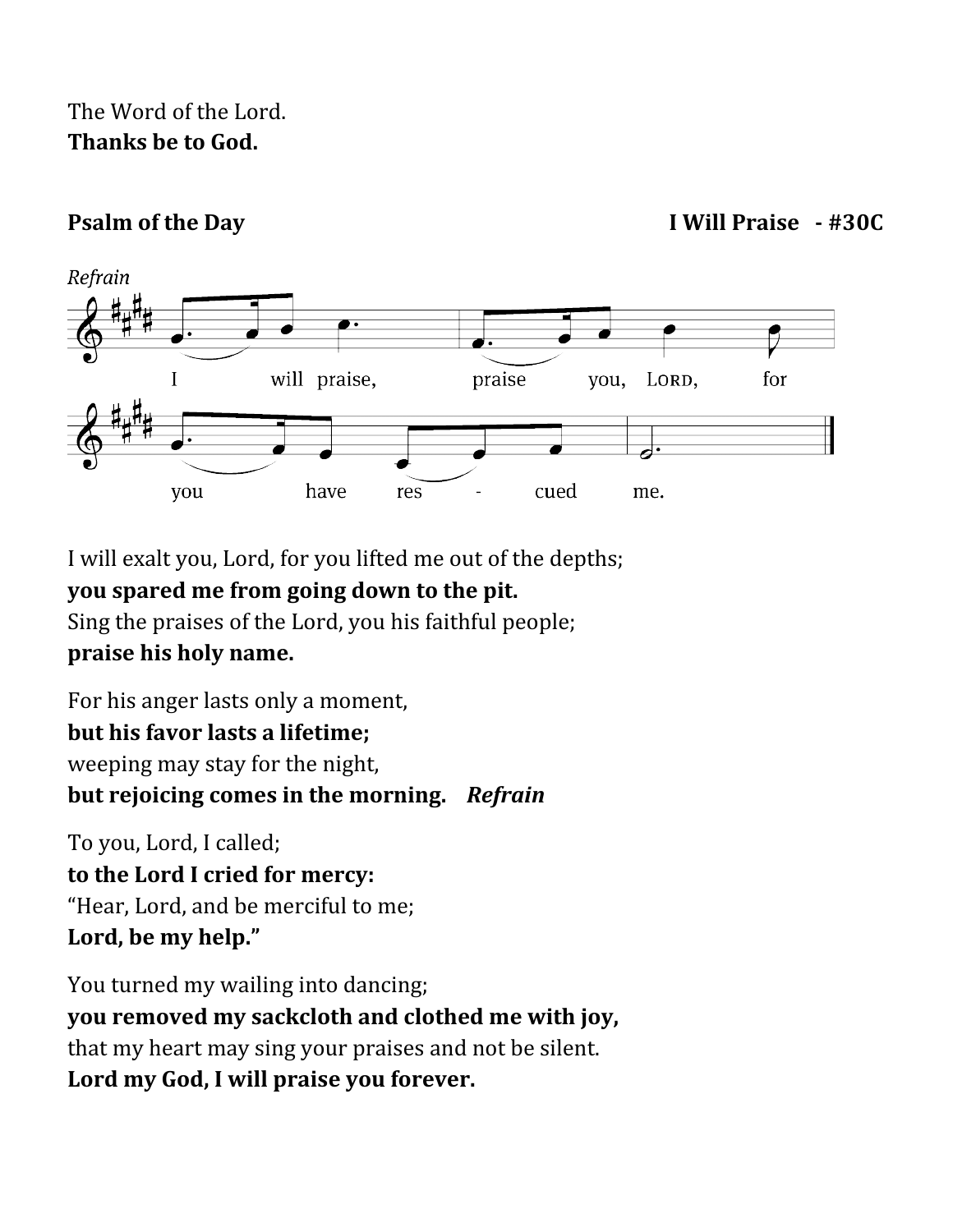The Word of the Lord.
**Thanks be to God.**

**Psalm of the Day** **I Will Praise - #30C**

*Refrain*

I will praise, praise you, LORD, for you have res - cued me.

I will exalt you, Lord, for you lifted me out of the depths;
**you spared me from going down to the pit.**
Sing the praises of the Lord, you his faithful people;
**praise his holy name.**

For his anger lasts only a moment,
**but his favor lasts a lifetime;**
weeping may stay for the night,
**but rejoicing comes in the morning.** ***Refrain***

To you, Lord, I called;
**to the Lord I cried for mercy:**
"Hear, Lord, and be merciful to me;
**Lord, be my help."**

You turned my wailing into dancing;
**you removed my sackcloth and clothed me with joy,**
that my heart may sing your praises and not be silent.
**Lord my God, I will praise you forever.**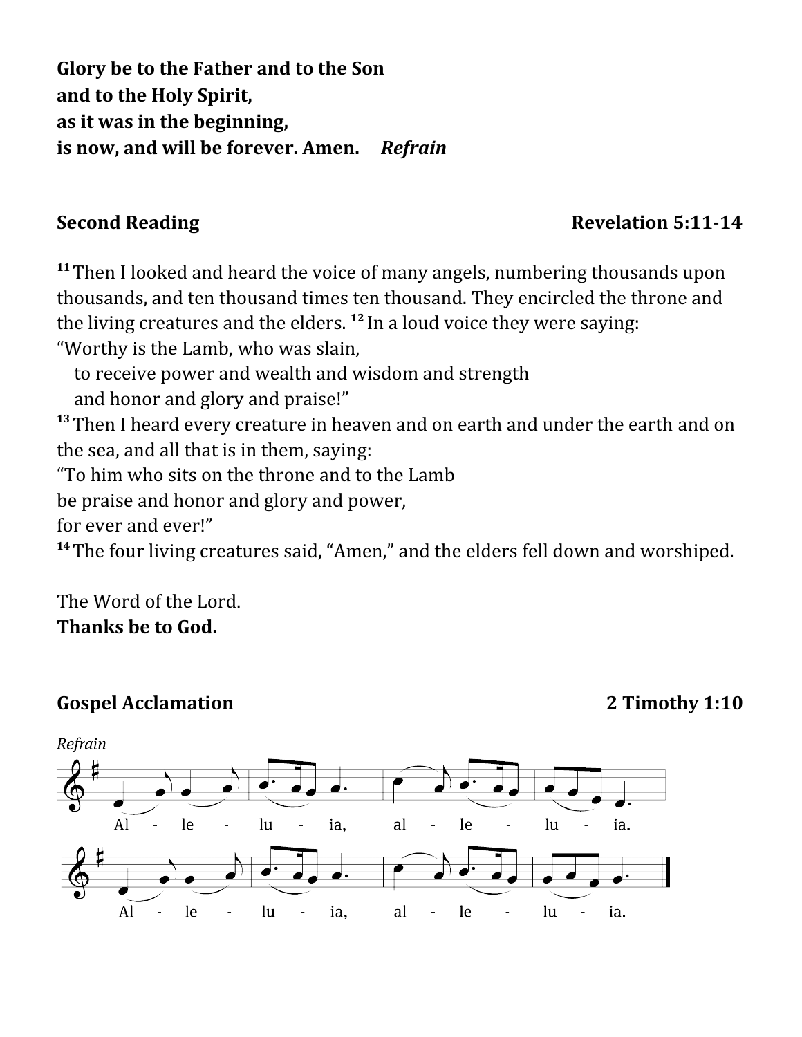**Glory be to the Father and to the Son**
**and to the Holy Spirit,**
**as it was in the beginning,**
**is now, and will be forever. Amen.** ***Refrain***

**Second Reading** **Revelation 5:11-14**

[11] Then I looked and heard the voice of many angels, numbering thousands upon thousands, and ten thousand times ten thousand. They encircled the throne and the living creatures and the elders. [12] In a loud voice they were saying:
"Worthy is the Lamb, who was slain,
to receive power and wealth and wisdom and strength
and honor and glory and praise!"
[13] Then I heard every creature in heaven and on earth and under the earth and on the sea, and all that is in them, saying:
"To him who sits on the throne and to the Lamb
be praise and honor and glory and power,
for ever and ever!"
[14] The four living creatures said, "Amen," and the elders fell down and worshiped.

The Word of the Lord.
**Thanks be to God.**

**Gospel Acclamation** **2 Timothy 1:10**

*Refrain*

Al - le - lu - ia, al - le - lu - ia.
Al - le - lu - ia, al - le - lu - ia.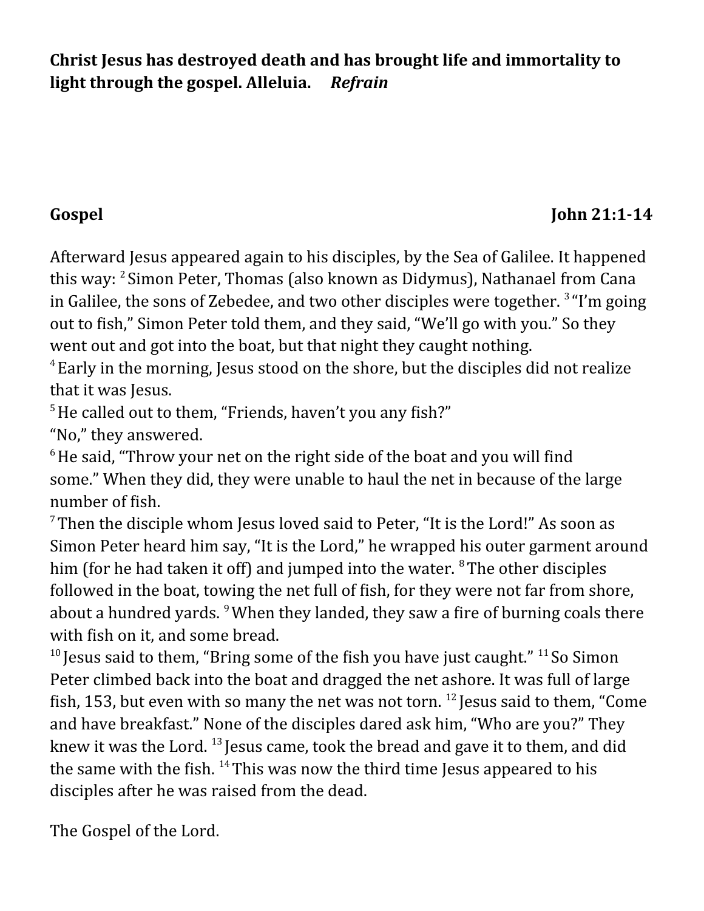**Christ Jesus has destroyed death and has brought life and immortality to light through the gospel. Alleluia.** ***Refrain***

**Gospel** **John 21:1-14**

Afterward Jesus appeared again to his disciples, by the Sea of Galilee. It happened this way: [2] Simon Peter, Thomas (also known as Didymus), Nathanael from Cana in Galilee, the sons of Zebedee, and two other disciples were together. [3] "I'm going out to fish," Simon Peter told them, and they said, "We'll go with you." So they went out and got into the boat, but that night they caught nothing.
[4] Early in the morning, Jesus stood on the shore, but the disciples did not realize that it was Jesus.
[5] He called out to them, "Friends, haven't you any fish?"
"No," they answered.
[6] He said, "Throw your net on the right side of the boat and you will find some." When they did, they were unable to haul the net in because of the large number of fish.
[7] Then the disciple whom Jesus loved said to Peter, "It is the Lord!" As soon as Simon Peter heard him say, "It is the Lord," he wrapped his outer garment around him (for he had taken it off) and jumped into the water. [8] The other disciples followed in the boat, towing the net full of fish, for they were not far from shore, about a hundred yards. [9] When they landed, they saw a fire of burning coals there with fish on it, and some bread.
[10] Jesus said to them, "Bring some of the fish you have just caught." [11] So Simon Peter climbed back into the boat and dragged the net ashore. It was full of large fish, 153, but even with so many the net was not torn. [12] Jesus said to them, "Come and have breakfast." None of the disciples dared ask him, "Who are you?" They knew it was the Lord. [13] Jesus came, took the bread and gave it to them, and did the same with the fish. [14] This was now the third time Jesus appeared to his disciples after he was raised from the dead.

The Gospel of the Lord.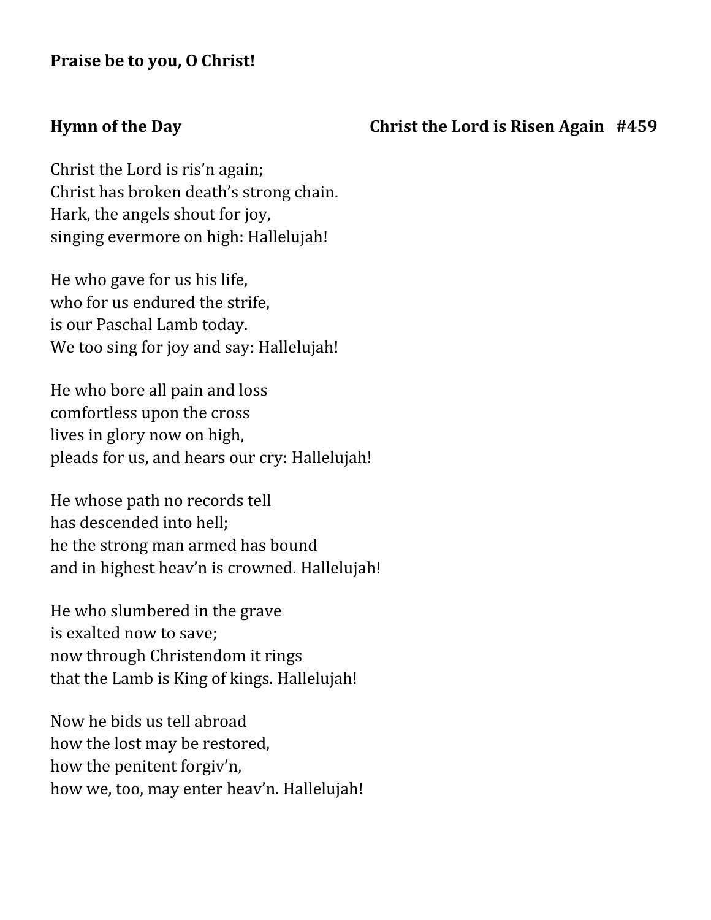**Praise be to you, O Christ!**

**Hymn of the Day** **Christ the Lord is Risen Again #459**

Christ the Lord is ris'n again;
Christ has broken death's strong chain.
Hark, the angels shout for joy,
singing evermore on high: Hallelujah!

He who gave for us his life,
who for us endured the strife,
is our Paschal Lamb today.
We too sing for joy and say: Hallelujah!

He who bore all pain and loss
comfortless upon the cross
lives in glory now on high,
pleads for us, and hears our cry: Hallelujah!

He whose path no records tell
has descended into hell;
he the strong man armed has bound
and in highest heav'n is crowned. Hallelujah!

He who slumbered in the grave
is exalted now to save;
now through Christendom it rings
that the Lamb is King of kings. Hallelujah!

Now he bids us tell abroad
how the lost may be restored,
how the penitent forgiv'n,
how we, too, may enter heav'n. Hallelujah!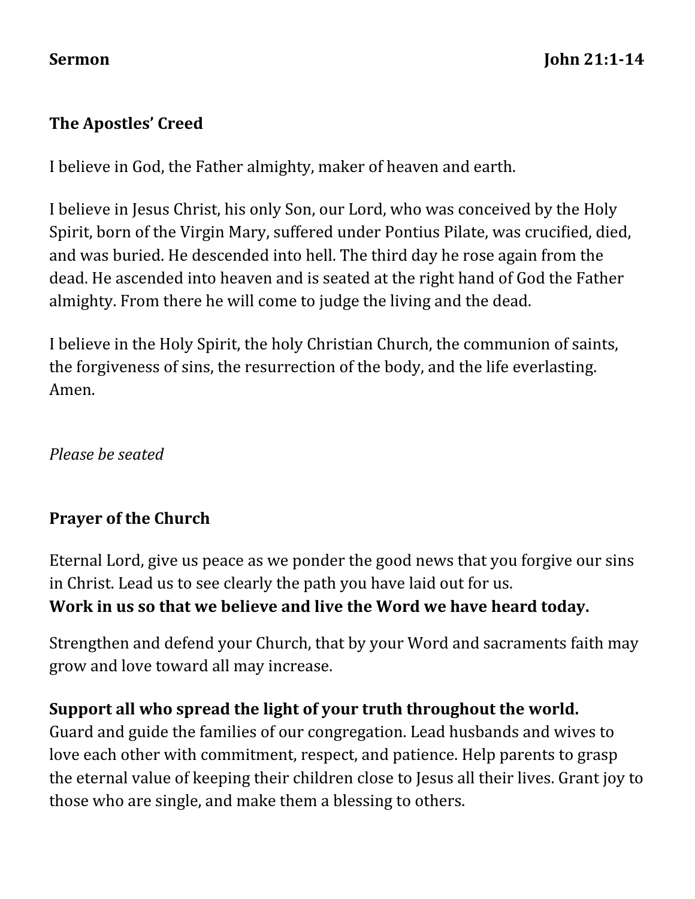**Sermon** **John 21:1-14**

**The Apostles' Creed**

I believe in God, the Father almighty, maker of heaven and earth.

I believe in Jesus Christ, his only Son, our Lord, who was conceived by the Holy Spirit, born of the Virgin Mary, suffered under Pontius Pilate, was crucified, died, and was buried. He descended into hell. The third day he rose again from the dead. He ascended into heaven and is seated at the right hand of God the Father almighty. From there he will come to judge the living and the dead.

I believe in the Holy Spirit, the holy Christian Church, the communion of saints, the forgiveness of sins, the resurrection of the body, and the life everlasting. Amen.

*Please be seated*

**Prayer of the Church**

Eternal Lord, give us peace as we ponder the good news that you forgive our sins in Christ. Lead us to see clearly the path you have laid out for us.
**Work in us so that we believe and live the Word we have heard today.**

Strengthen and defend your Church, that by your Word and sacraments faith may grow and love toward all may increase.

**Support all who spread the light of your truth throughout the world.**
Guard and guide the families of our congregation. Lead husbands and wives to love each other with commitment, respect, and patience. Help parents to grasp the eternal value of keeping their children close to Jesus all their lives. Grant joy to those who are single, and make them a blessing to others.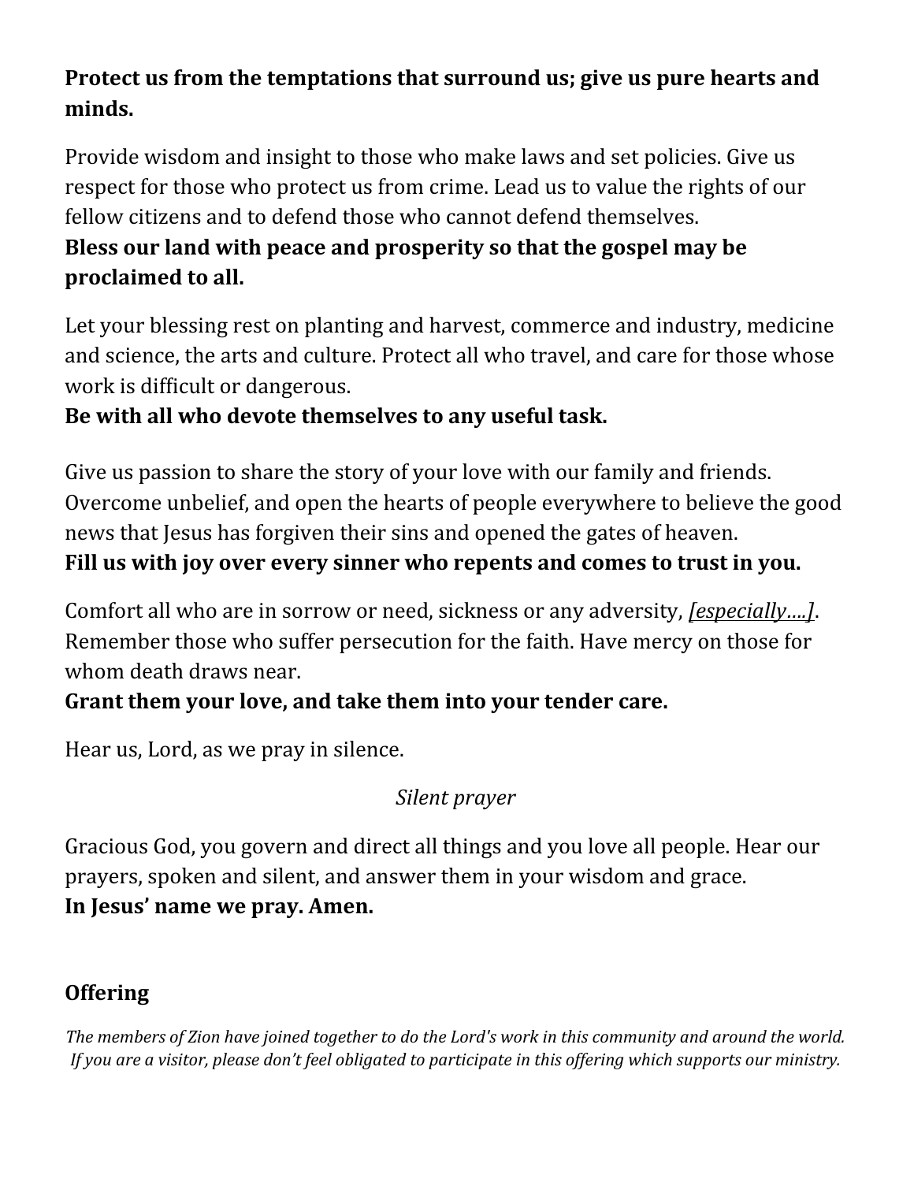**Protect us from the temptations that surround us; give us pure hearts and minds.**

Provide wisdom and insight to those who make laws and set policies. Give us respect for those who protect us from crime. Lead us to value the rights of our fellow citizens and to defend those who cannot defend themselves.
**Bless our land with peace and prosperity so that the gospel may be proclaimed to all.**

Let your blessing rest on planting and harvest, commerce and industry, medicine and science, the arts and culture. Protect all who travel, and care for those whose work is difficult or dangerous.
**Be with all who devote themselves to any useful task.**

Give us passion to share the story of your love with our family and friends. Overcome unbelief, and open the hearts of people everywhere to believe the good news that Jesus has forgiven their sins and opened the gates of heaven.
**Fill us with joy over every sinner who repents and comes to trust in you.**

Comfort all who are in sorrow or need, sickness or any adversity, *[especially….]*. Remember those who suffer persecution for the faith. Have mercy on those for whom death draws near.
**Grant them your love, and take them into your tender care.**

Hear us, Lord, as we pray in silence.

*Silent prayer*

Gracious God, you govern and direct all things and you love all people. Hear our prayers, spoken and silent, and answer them in your wisdom and grace.
**In Jesus' name we pray. Amen.**

**Offering**

*The members of Zion have joined together to do the Lord's work in this community and around the world. If you are a visitor, please don't feel obligated to participate in this offering which supports our ministry.*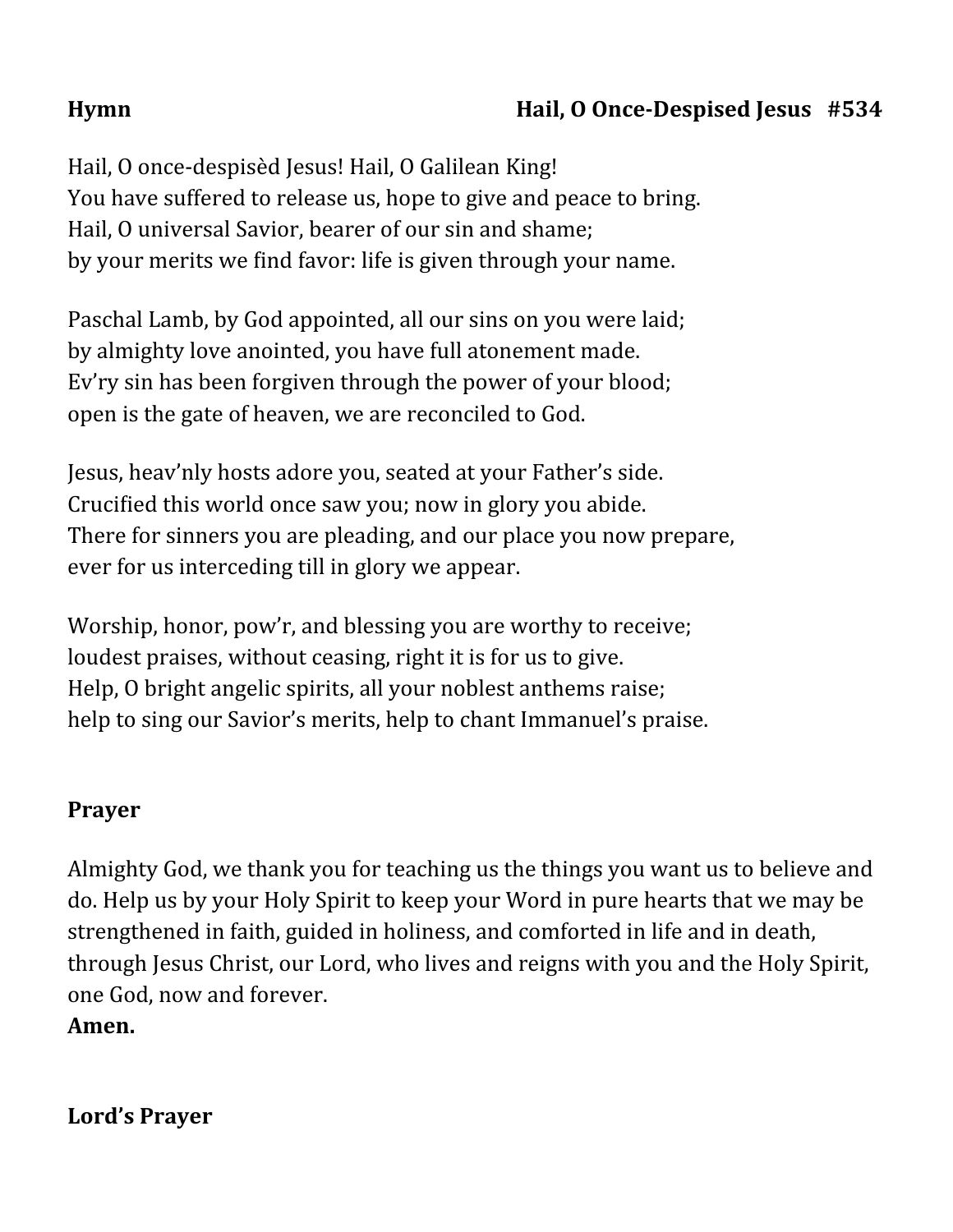**Hymn** **Hail, O Once-Despised Jesus #534**

Hail, O once-despisèd Jesus! Hail, O Galilean King!
You have suffered to release us, hope to give and peace to bring.
Hail, O universal Savior, bearer of our sin and shame;
by your merits we find favor: life is given through your name.

Paschal Lamb, by God appointed, all our sins on you were laid;
by almighty love anointed, you have full atonement made.
Ev'ry sin has been forgiven through the power of your blood;
open is the gate of heaven, we are reconciled to God.

Jesus, heav'nly hosts adore you, seated at your Father's side.
Crucified this world once saw you; now in glory you abide.
There for sinners you are pleading, and our place you now prepare,
ever for us interceding till in glory we appear.

Worship, honor, pow'r, and blessing you are worthy to receive;
loudest praises, without ceasing, right it is for us to give.
Help, O bright angelic spirits, all your noblest anthems raise;
help to sing our Savior's merits, help to chant Immanuel's praise.

**Prayer**

Almighty God, we thank you for teaching us the things you want us to believe and do. Help us by your Holy Spirit to keep your Word in pure hearts that we may be strengthened in faith, guided in holiness, and comforted in life and in death, through Jesus Christ, our Lord, who lives and reigns with you and the Holy Spirit, one God, now and forever.
**Amen.**

**Lord's Prayer**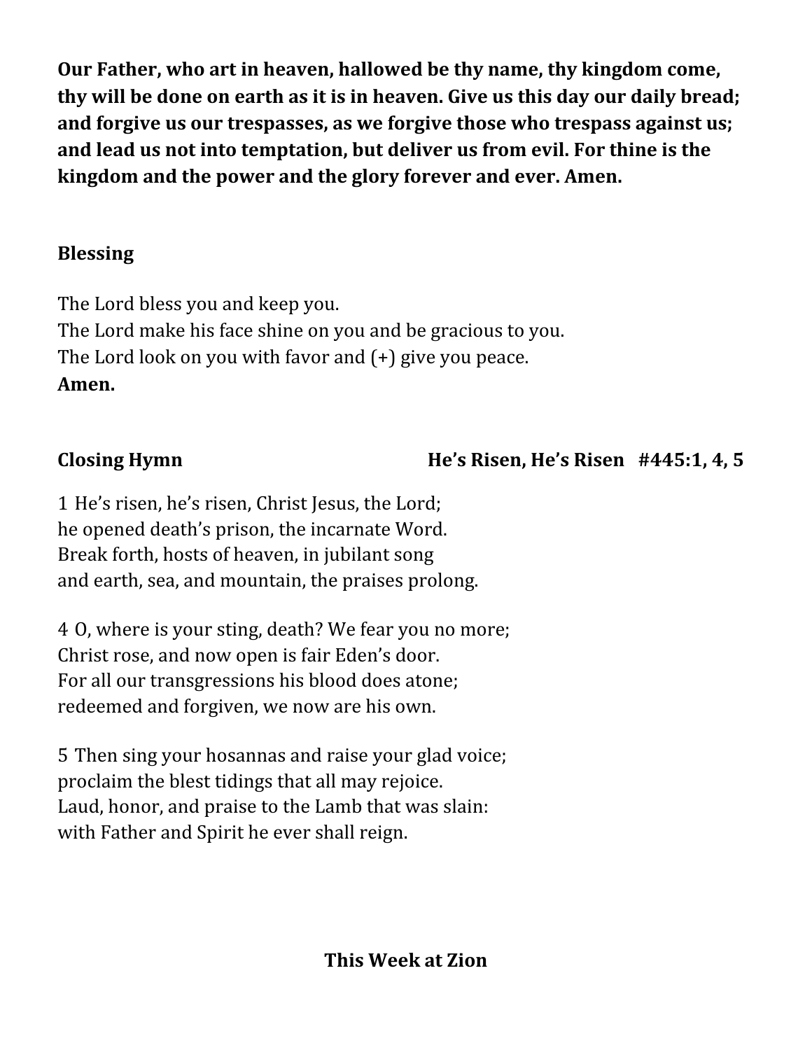**Our Father, who art in heaven, hallowed be thy name, thy kingdom come, thy will be done on earth as it is in heaven. Give us this day our daily bread; and forgive us our trespasses, as we forgive those who trespass against us; and lead us not into temptation, but deliver us from evil. For thine is the kingdom and the power and the glory forever and ever. Amen.**

## Blessing

The Lord bless you and keep you.
The Lord make his face shine on you and be gracious to you.
The Lord look on you with favor and (+) give you peace.
**Amen.**

## Closing Hymn — He's Risen, He's Risen #445:1, 4, 5

1 He's risen, he's risen, Christ Jesus, the Lord;
he opened death's prison, the incarnate Word.
Break forth, hosts of heaven, in jubilant song
and earth, sea, and mountain, the praises prolong.

4 O, where is your sting, death? We fear you no more;
Christ rose, and now open is fair Eden's door.
For all our transgressions his blood does atone;
redeemed and forgiven, we now are his own.

5 Then sing your hosannas and raise your glad voice;
proclaim the blest tidings that all may rejoice.
Laud, honor, and praise to the Lamb that was slain:
with Father and Spirit he ever shall reign.

## This Week at Zion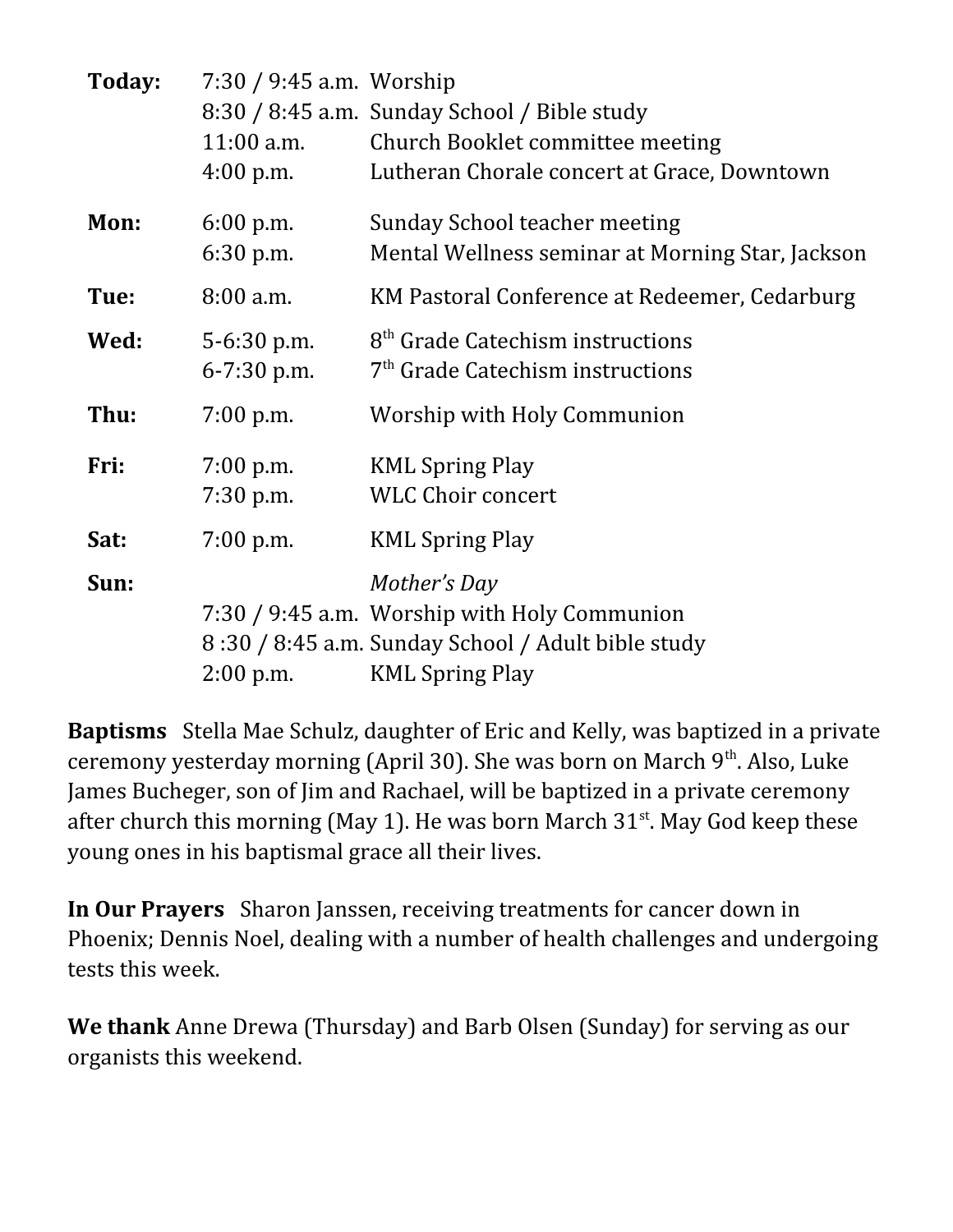| | | |
|---|---|---|
| **Today:** | 7:30 / 9:45 a.m. | Worship |
| | 8:30 / 8:45 a.m. | Sunday School / Bible study |
| | 11:00 a.m. | Church Booklet committee meeting |
| | 4:00 p.m. | Lutheran Chorale concert at Grace, Downtown |
| **Mon:** | 6:00 p.m. | Sunday School teacher meeting |
| | 6:30 p.m. | Mental Wellness seminar at Morning Star, Jackson |
| **Tue:** | 8:00 a.m. | KM Pastoral Conference at Redeemer, Cedarburg |
| **Wed:** | 5-6:30 p.m. | 8th Grade Catechism instructions |
| | 6-7:30 p.m. | 7th Grade Catechism instructions |
| **Thu:** | 7:00 p.m. | Worship with Holy Communion |
| **Fri:** | 7:00 p.m. | KML Spring Play |
| | 7:30 p.m. | WLC Choir concert |
| **Sat:** | 7:00 p.m. | KML Spring Play |
| **Sun:** | | *Mother's Day* |
| | 7:30 / 9:45 a.m. | Worship with Holy Communion |
| | 8 :30 / 8:45 a.m. | Sunday School / Adult bible study |
| | 2:00 p.m. | KML Spring Play |

**Baptisms** Stella Mae Schulz, daughter of Eric and Kelly, was baptized in a private ceremony yesterday morning (April 30). She was born on March 9th. Also, Luke James Bucheger, son of Jim and Rachael, will be baptized in a private ceremony after church this morning (May 1). He was born March 31st. May God keep these young ones in his baptismal grace all their lives.

**In Our Prayers** Sharon Janssen, receiving treatments for cancer down in Phoenix; Dennis Noel, dealing with a number of health challenges and undergoing tests this week.

**We thank** Anne Drewa (Thursday) and Barb Olsen (Sunday) for serving as our organists this weekend.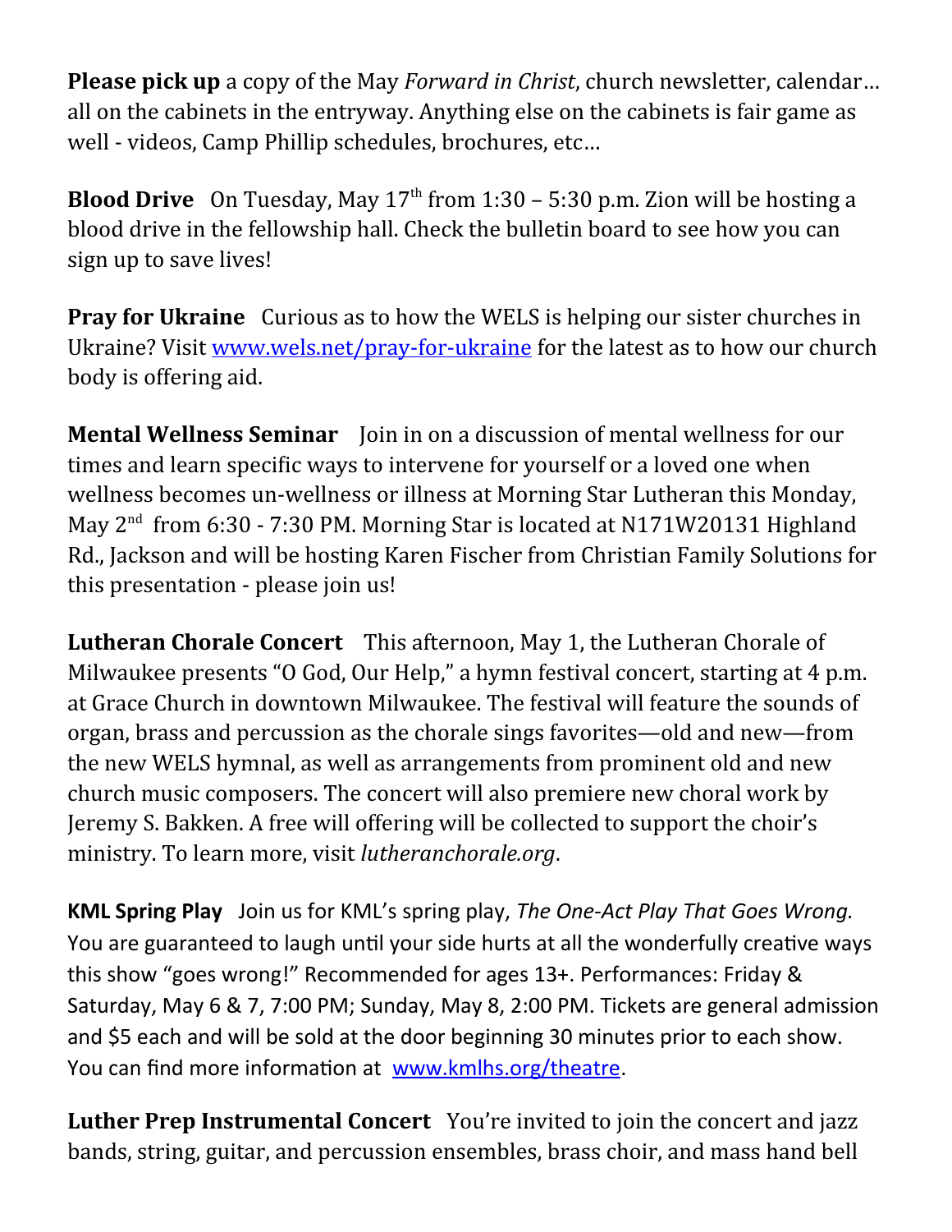**Please pick up** a copy of the May *Forward in Christ*, church newsletter, calendar… all on the cabinets in the entryway. Anything else on the cabinets is fair game as well - videos, Camp Phillip schedules, brochures, etc…

**Blood Drive** On Tuesday, May 17th from 1:30 – 5:30 p.m. Zion will be hosting a blood drive in the fellowship hall. Check the bulletin board to see how you can sign up to save lives!

**Pray for Ukraine** Curious as to how the WELS is helping our sister churches in Ukraine? Visit [www.wels.net/pray-for-ukraine](www.wels.net/pray-for-ukraine) for the latest as to how our church body is offering aid.

**Mental Wellness Seminar** Join in on a discussion of mental wellness for our times and learn specific ways to intervene for yourself or a loved one when wellness becomes un-wellness or illness at Morning Star Lutheran this Monday, May 2nd from 6:30 - 7:30 PM. Morning Star is located at N171W20131 Highland Rd., Jackson and will be hosting Karen Fischer from Christian Family Solutions for this presentation - please join us!

**Lutheran Chorale Concert** This afternoon, May 1, the Lutheran Chorale of Milwaukee presents "O God, Our Help," a hymn festival concert, starting at 4 p.m. at Grace Church in downtown Milwaukee. The festival will feature the sounds of organ, brass and percussion as the chorale sings favorites—old and new—from the new WELS hymnal, as well as arrangements from prominent old and new church music composers. The concert will also premiere new choral work by Jeremy S. Bakken. A free will offering will be collected to support the choir's ministry. To learn more, visit *lutheranchorale.org*.

**KML Spring Play** Join us for KML's spring play, *The One-Act Play That Goes Wrong.* You are guaranteed to laugh until your side hurts at all the wonderfully creative ways this show "goes wrong!" Recommended for ages 13+. Performances: Friday & Saturday, May 6 & 7, 7:00 PM; Sunday, May 8, 2:00 PM. Tickets are general admission and $5 each and will be sold at the door beginning 30 minutes prior to each show. You can find more information at [www.kmlhs.org/theatre](www.kmlhs.org/theatre).

**Luther Prep Instrumental Concert** You're invited to join the concert and jazz bands, string, guitar, and percussion ensembles, brass choir, and mass hand bell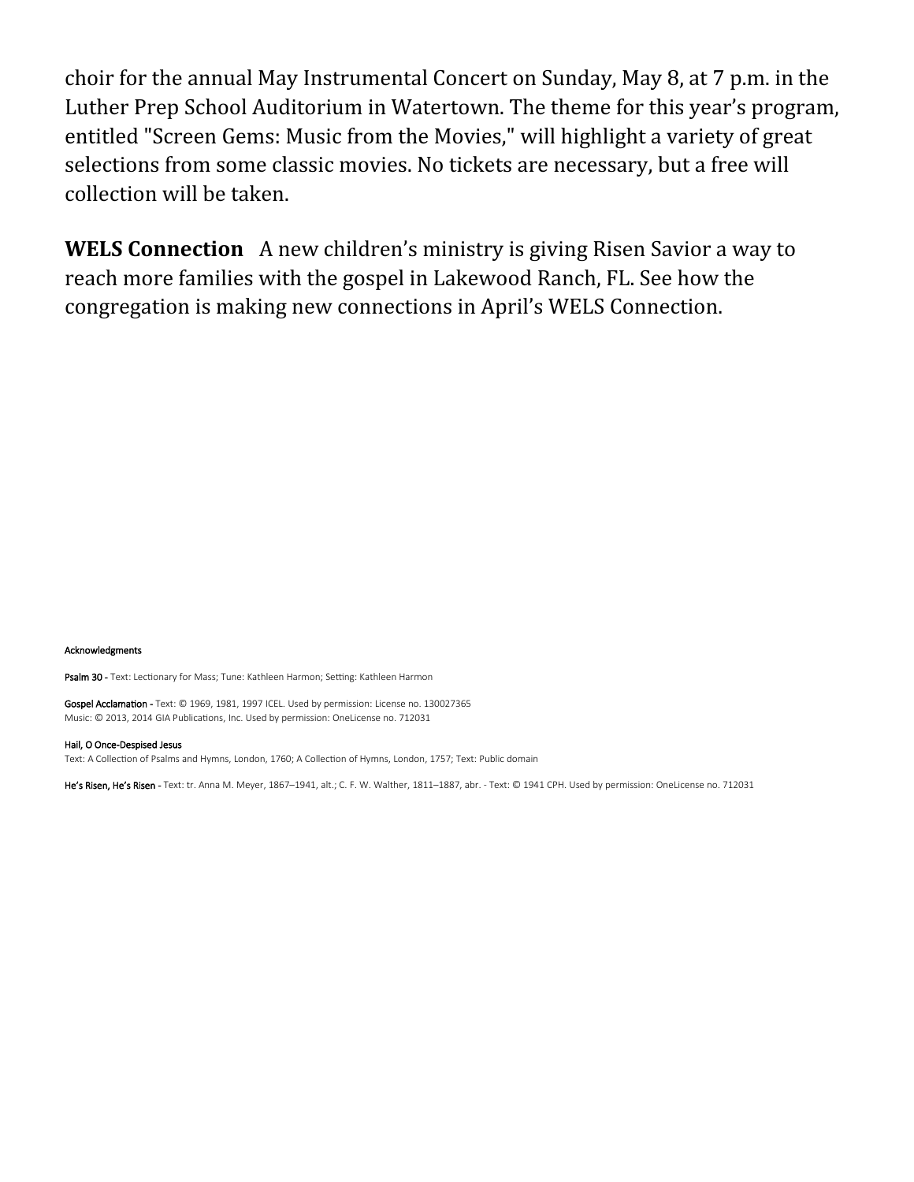choir for the annual May Instrumental Concert on Sunday, May 8, at 7 p.m. in the Luther Prep School Auditorium in Watertown. The theme for this year's program, entitled "Screen Gems: Music from the Movies," will highlight a variety of great selections from some classic movies. No tickets are necessary, but a free will collection will be taken.

**WELS Connection** A new children's ministry is giving Risen Savior a way to reach more families with the gospel in Lakewood Ranch, FL. See how the congregation is making new connections in April's WELS Connection.

**Acknowledgments**

**Psalm 30** - Text: Lectionary for Mass; Tune: Kathleen Harmon; Setting: Kathleen Harmon

**Gospel Acclamation** - Text: © 1969, 1981, 1997 ICEL. Used by permission: License no. 130027365
Music: © 2013, 2014 GIA Publications, Inc. Used by permission: OneLicense no. 712031

**Hail, O Once-Despised Jesus**
Text: A Collection of Psalms and Hymns, London, 1760; A Collection of Hymns, London, 1757; Text: Public domain

**He's Risen, He's Risen** - Text: tr. Anna M. Meyer, 1867–1941, alt.; C. F. W. Walther, 1811–1887, abr. - Text: © 1941 CPH. Used by permission: OneLicense no. 712031